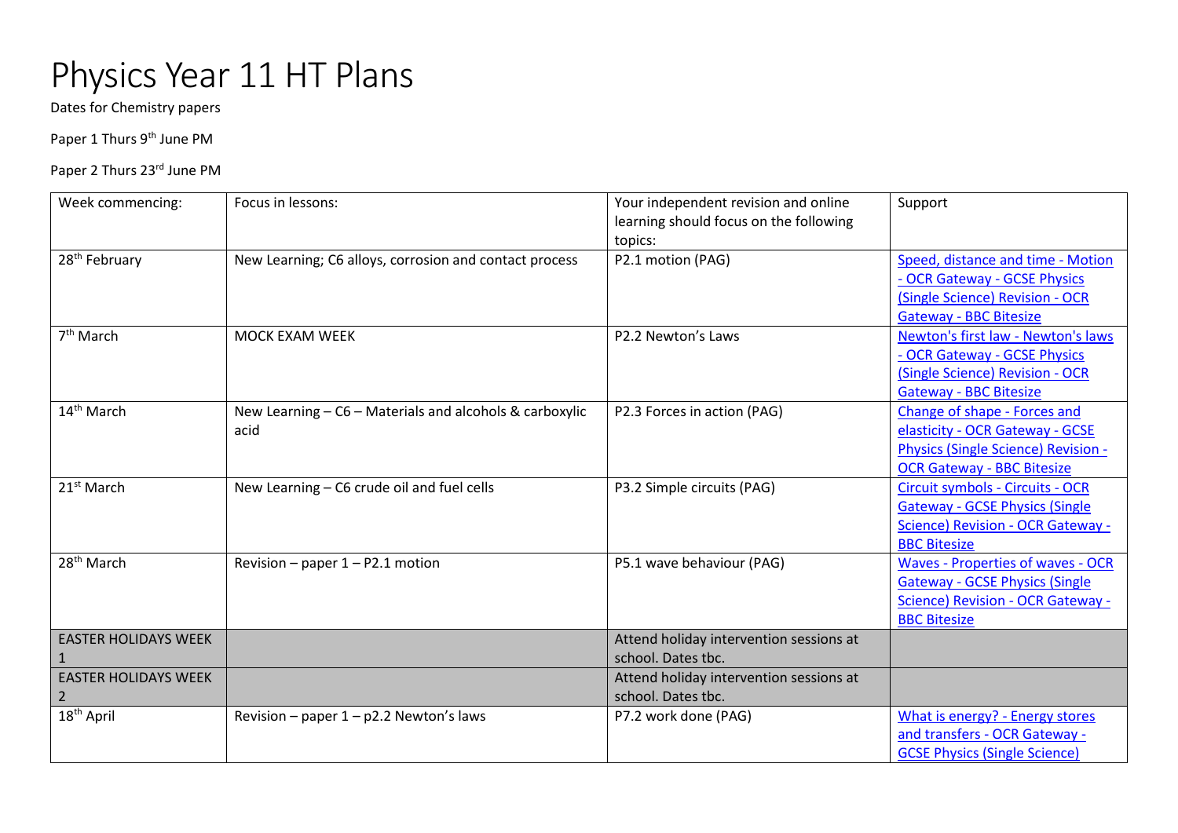# Physics Year 11 HT Plans

Dates for Chemistry papers

Paper 1 Thurs 9th June PM

Paper 2 Thurs 23rd June PM

| Week commencing: | Focus in lessons: | Your independent revision and online learning should focus on the following topics: | Support |
|---|---|---|---|
| 28th February | New Learning; C6 alloys, corrosion and contact process | P2.1 motion (PAG) | Speed, distance and time - Motion - OCR Gateway - GCSE Physics (Single Science) Revision - OCR Gateway - BBC Bitesize |
| 7th March | MOCK EXAM WEEK | P2.2 Newton's Laws | Newton's first law - Newton's laws - OCR Gateway - GCSE Physics (Single Science) Revision - OCR Gateway - BBC Bitesize |
| 14th March | New Learning – C6 – Materials and alcohols & carboxylic acid | P2.3 Forces in action (PAG) | Change of shape - Forces and elasticity - OCR Gateway - GCSE Physics (Single Science) Revision - OCR Gateway - BBC Bitesize |
| 21st March | New Learning – C6 crude oil and fuel cells | P3.2 Simple circuits (PAG) | Circuit symbols - Circuits - OCR Gateway - GCSE Physics (Single Science) Revision - OCR Gateway - BBC Bitesize |
| 28th March | Revision – paper 1 – P2.1 motion | P5.1 wave behaviour (PAG) | Waves - Properties of waves - OCR Gateway - GCSE Physics (Single Science) Revision - OCR Gateway - BBC Bitesize |
| EASTER HOLIDAYS WEEK 1 | | Attend holiday intervention sessions at school. Dates tbc. | |
| EASTER HOLIDAYS WEEK 2 | | Attend holiday intervention sessions at school. Dates tbc. | |
| 18th April | Revision – paper 1 – p2.2 Newton's laws | P7.2 work done (PAG) | What is energy? - Energy stores and transfers - OCR Gateway - GCSE Physics (Single Science) |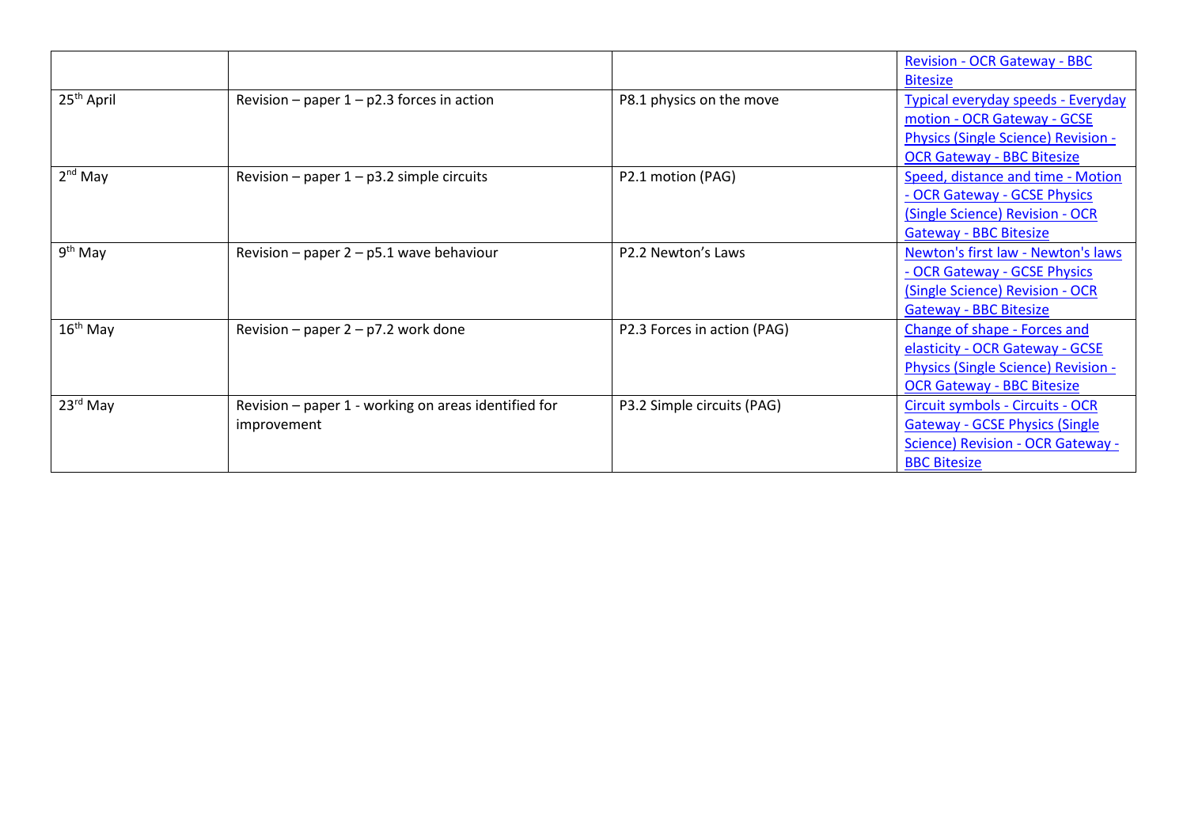| | | | |
|---|---|---|---|
| | | | Revision - OCR Gateway - BBC Bitesize |
| 25th April | Revision – paper 1 – p2.3 forces in action | P8.1 physics on the move | Typical everyday speeds - Everyday motion - OCR Gateway - GCSE Physics (Single Science) Revision - OCR Gateway - BBC Bitesize |
| 2nd May | Revision – paper 1 – p3.2 simple circuits | P2.1 motion (PAG) | Speed, distance and time - Motion - OCR Gateway - GCSE Physics (Single Science) Revision - OCR Gateway - BBC Bitesize |
| 9th May | Revision – paper 2 – p5.1 wave behaviour | P2.2 Newton's Laws | Newton's first law - Newton's laws - OCR Gateway - GCSE Physics (Single Science) Revision - OCR Gateway - BBC Bitesize |
| 16th May | Revision – paper 2 – p7.2 work done | P2.3 Forces in action (PAG) | Change of shape - Forces and elasticity - OCR Gateway - GCSE Physics (Single Science) Revision - OCR Gateway - BBC Bitesize |
| 23rd May | Revision – paper 1 - working on areas identified for improvement | P3.2 Simple circuits (PAG) | Circuit symbols - Circuits - OCR Gateway - GCSE Physics (Single Science) Revision - OCR Gateway - BBC Bitesize |